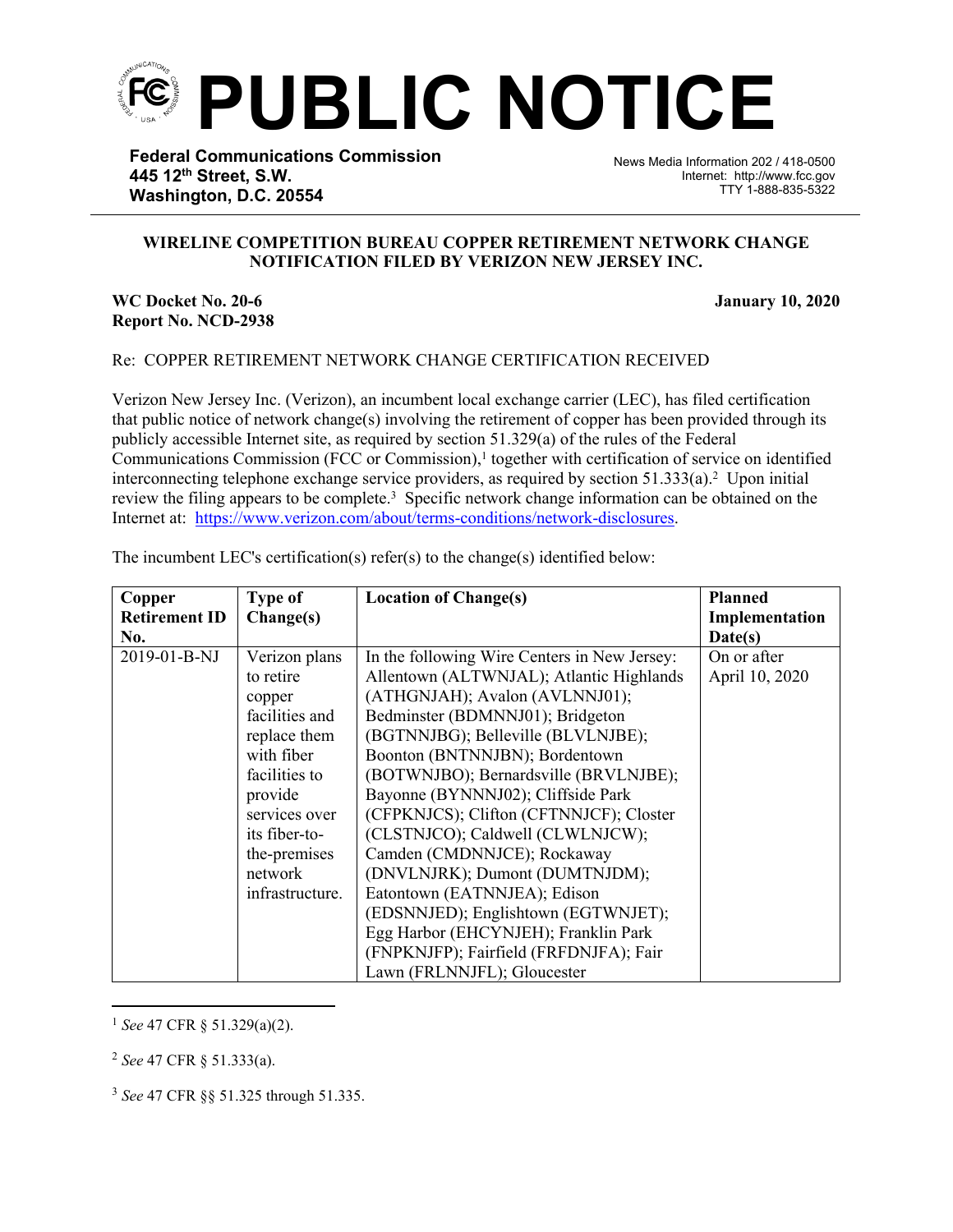# PUBLIC NOTICE

**Federal Communications Commission**
**445 12th Street, S.W.**
**Washington, D.C. 20554**

News Media Information 202 / 418-0500
Internet: http://www.fcc.gov
TTY 1-888-835-5322

**WIRELINE COMPETITION BUREAU COPPER RETIREMENT NETWORK CHANGE NOTIFICATION FILED BY VERIZON NEW JERSEY INC.**

**WC Docket No. 20-6**
**Report No. NCD-2938**

**January 10, 2020**

Re: COPPER RETIREMENT NETWORK CHANGE CERTIFICATION RECEIVED

Verizon New Jersey Inc. (Verizon), an incumbent local exchange carrier (LEC), has filed certification that public notice of network change(s) involving the retirement of copper has been provided through its publicly accessible Internet site, as required by section 51.329(a) of the rules of the Federal Communications Commission (FCC or Commission),[1] together with certification of service on identified interconnecting telephone exchange service providers, as required by section 51.333(a).[2] Upon initial review the filing appears to be complete.[3] Specific network change information can be obtained on the Internet at: https://www.verizon.com/about/terms-conditions/network-disclosures.

The incumbent LEC's certification(s) refer(s) to the change(s) identified below:

| Copper Retirement ID No. | Type of Change(s) | Location of Change(s) | Planned Implementation Date(s) |
|---|---|---|---|
| 2019-01-B-NJ | Verizon plans to retire copper facilities and replace them with fiber facilities to provide services over its fiber-to-the-premises network infrastructure. | In the following Wire Centers in New Jersey: Allentown (ALTWNJAL); Atlantic Highlands (ATHGNJAH); Avalon (AVLNNJ01); Bedminster (BDMNNJ01); Bridgeton (BGTNNJBG); Belleville (BLVLNJBE); Boonton (BNTNNJBN); Bordentown (BOTWNJBO); Bernardsville (BRVLNJBE); Bayonne (BYNNNJ02); Cliffside Park (CFPKNJCS); Clifton (CFTNNJCF); Closter (CLSTNJCO); Caldwell (CLWLNJCW); Camden (CMDNNJCE); Rockaway (DNVLNJRK); Dumont (DUMTNJDM); Eatontown (EATNNJEA); Edison (EDSNNJED); Englishtown (EGTWNJET); Egg Harbor (EHCYNJEH); Franklin Park (FNPKNJFP); Fairfield (FRFDNJFA); Fair Lawn (FRLNNJFL); Gloucester | On or after April 10, 2020 |

[1] *See* 47 CFR § 51.329(a)(2).

[2] *See* 47 CFR § 51.333(a).

[3] *See* 47 CFR §§ 51.325 through 51.335.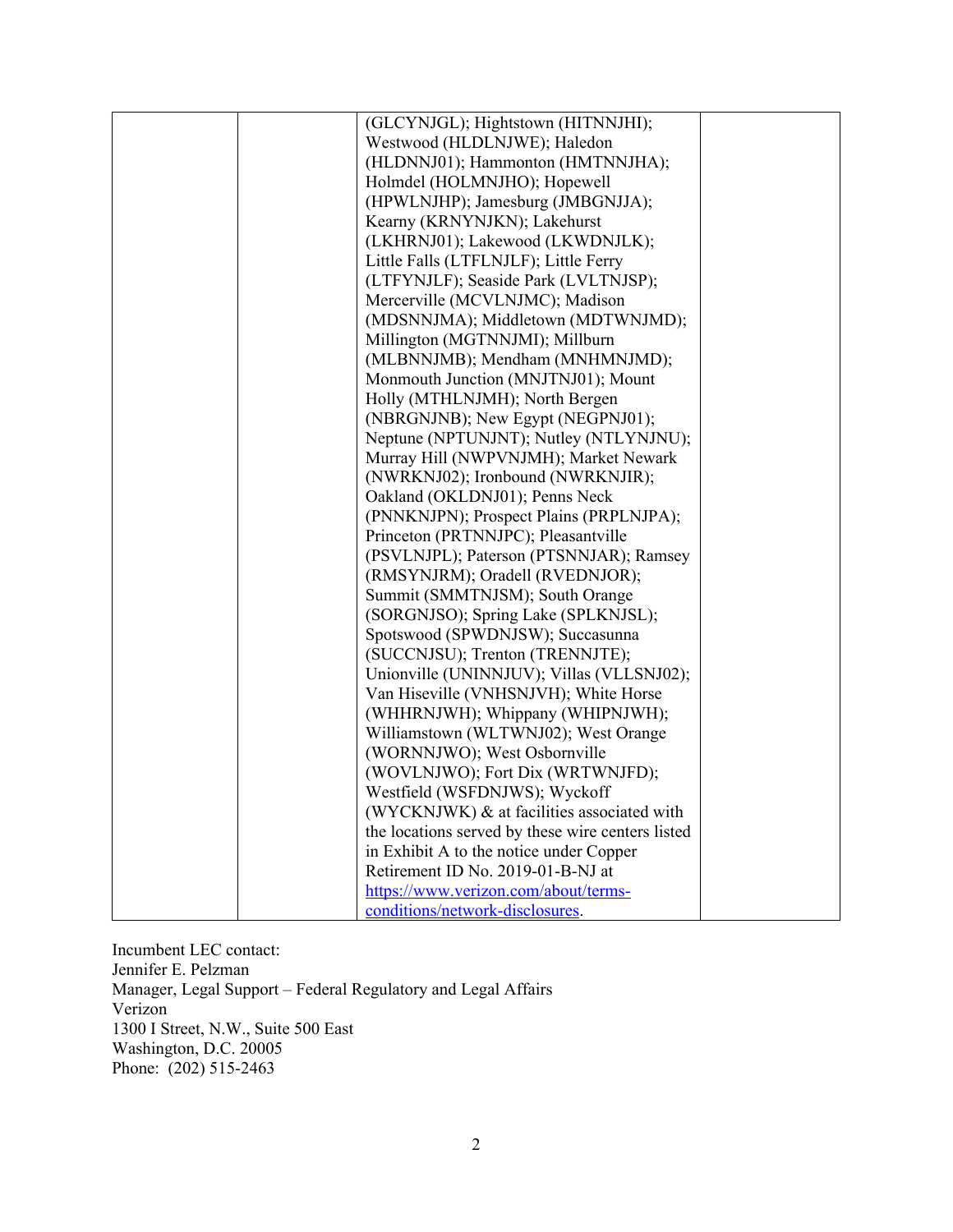| | | | |
|---|---|---|---|
| | | (GLCYNJGL); Hightstown (HITNNJHI); Westwood (HLDLNJWE); Haledon (HLDNNJ01); Hammonton (HMTNNJHA); Holmdel (HOLMNJHO); Hopewell (HPWLNJHP); Jamesburg (JMBGNJJA); Kearny (KRNYNJKN); Lakehurst (LKHRNJ01); Lakewood (LKWDNJLK); Little Falls (LTFLNJLF); Little Ferry (LTFYNJLF); Seaside Park (LVLTNJSP); Mercerville (MCVLNJMC); Madison (MDSNNJMA); Middletown (MDTWNJMD); Millington (MGTNNJMI); Millburn (MLBNNJMB); Mendham (MNHMNJMD); Monmouth Junction (MNJTNJ01); Mount Holly (MTHLNJMH); North Bergen (NBRGNJNB); New Egypt (NEGPNJ01); Neptune (NPTUNJNT); Nutley (NTLYNJNU); Murray Hill (NWPVNJMH); Market Newark (NWRKNJ02); Ironbound (NWRKNJIR); Oakland (OKLDNJ01); Penns Neck (PNNKNJPN); Prospect Plains (PRPLNJPA); Princeton (PRTNNJPC); Pleasantville (PSVLNJPL); Paterson (PTSNNJAR); Ramsey (RMSYNJRM); Oradell (RVEDNJOR); Summit (SMMTNJSM); South Orange (SORGNJSO); Spring Lake (SPLKNJSL); Spotswood (SPWDNJSW); Succasunna (SUCCNJSU); Trenton (TRENNJTE); Unionville (UNINNJUV); Villas (VLLSNJ02); Van Hiseville (VNHSNJVH); White Horse (WHHRNJWH); Whippany (WHIPNJWH); Williamstown (WLTWNJ02); West Orange (WORNNJWO); West Osbornville (WOVLNJWO); Fort Dix (WRTWNJFD); Westfield (WSFDNJWS); Wyckoff (WYCKNJWK) & at facilities associated with the locations served by these wire centers listed in Exhibit A to the notice under Copper Retirement ID No. 2019-01-B-NJ at https://www.verizon.com/about/terms-conditions/network-disclosures. | |

Incumbent LEC contact:
Jennifer E. Pelzman
Manager, Legal Support – Federal Regulatory and Legal Affairs
Verizon
1300 I Street, N.W., Suite 500 East
Washington, D.C. 20005
Phone: (202) 515-2463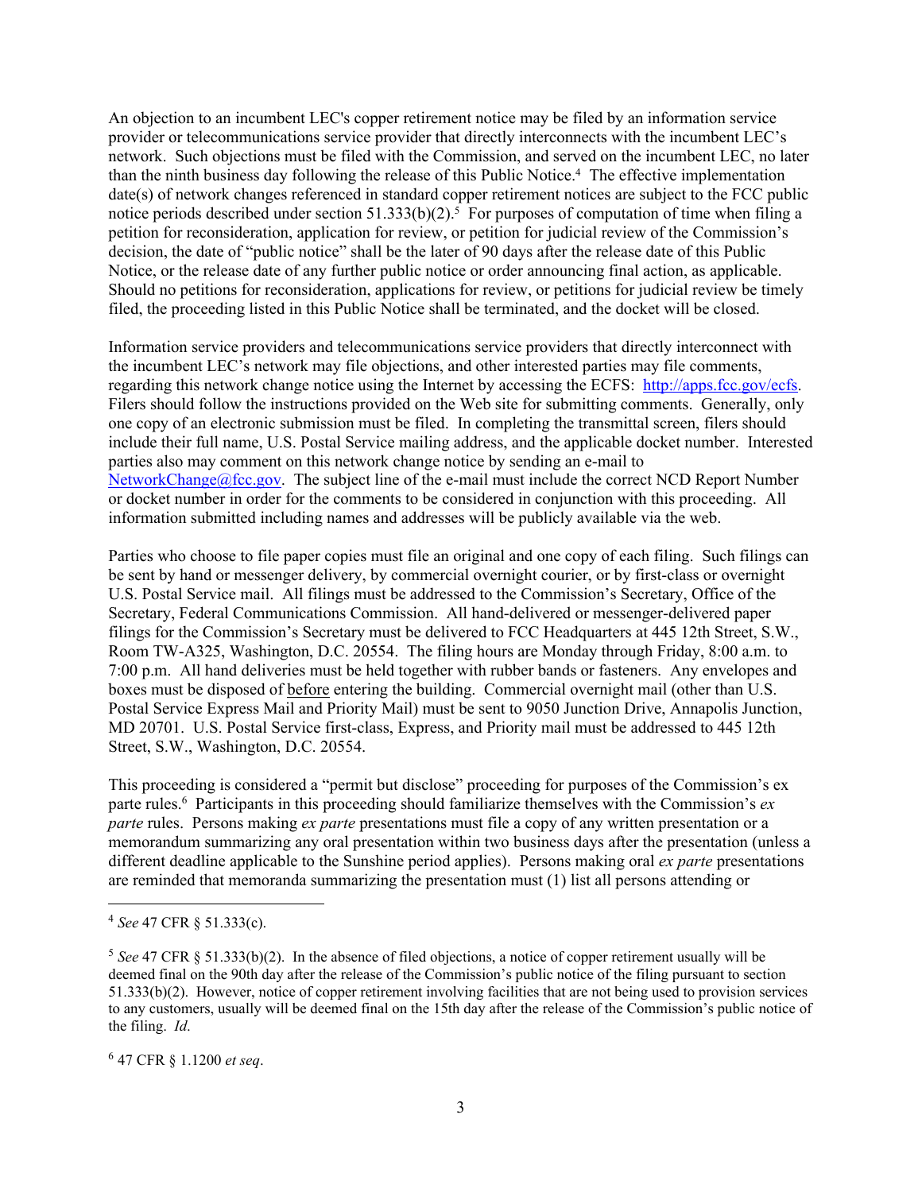An objection to an incumbent LEC's copper retirement notice may be filed by an information service provider or telecommunications service provider that directly interconnects with the incumbent LEC's network. Such objections must be filed with the Commission, and served on the incumbent LEC, no later than the ninth business day following the release of this Public Notice.[4] The effective implementation date(s) of network changes referenced in standard copper retirement notices are subject to the FCC public notice periods described under section 51.333(b)(2).[5] For purposes of computation of time when filing a petition for reconsideration, application for review, or petition for judicial review of the Commission's decision, the date of "public notice" shall be the later of 90 days after the release date of this Public Notice, or the release date of any further public notice or order announcing final action, as applicable. Should no petitions for reconsideration, applications for review, or petitions for judicial review be timely filed, the proceeding listed in this Public Notice shall be terminated, and the docket will be closed.

Information service providers and telecommunications service providers that directly interconnect with the incumbent LEC's network may file objections, and other interested parties may file comments, regarding this network change notice using the Internet by accessing the ECFS: http://apps.fcc.gov/ecfs. Filers should follow the instructions provided on the Web site for submitting comments. Generally, only one copy of an electronic submission must be filed. In completing the transmittal screen, filers should include their full name, U.S. Postal Service mailing address, and the applicable docket number. Interested parties also may comment on this network change notice by sending an e-mail to NetworkChange@fcc.gov. The subject line of the e-mail must include the correct NCD Report Number or docket number in order for the comments to be considered in conjunction with this proceeding. All information submitted including names and addresses will be publicly available via the web.

Parties who choose to file paper copies must file an original and one copy of each filing. Such filings can be sent by hand or messenger delivery, by commercial overnight courier, or by first-class or overnight U.S. Postal Service mail. All filings must be addressed to the Commission's Secretary, Office of the Secretary, Federal Communications Commission. All hand-delivered or messenger-delivered paper filings for the Commission's Secretary must be delivered to FCC Headquarters at 445 12th Street, S.W., Room TW-A325, Washington, D.C. 20554. The filing hours are Monday through Friday, 8:00 a.m. to 7:00 p.m. All hand deliveries must be held together with rubber bands or fasteners. Any envelopes and boxes must be disposed of before entering the building. Commercial overnight mail (other than U.S. Postal Service Express Mail and Priority Mail) must be sent to 9050 Junction Drive, Annapolis Junction, MD 20701. U.S. Postal Service first-class, Express, and Priority mail must be addressed to 445 12th Street, S.W., Washington, D.C. 20554.

This proceeding is considered a "permit but disclose" proceeding for purposes of the Commission's ex parte rules.[6] Participants in this proceeding should familiarize themselves with the Commission's *ex parte* rules. Persons making *ex parte* presentations must file a copy of any written presentation or a memorandum summarizing any oral presentation within two business days after the presentation (unless a different deadline applicable to the Sunshine period applies). Persons making oral *ex parte* presentations are reminded that memoranda summarizing the presentation must (1) list all persons attending or

---

[4] *See* 47 CFR § 51.333(c).

[5] *See* 47 CFR § 51.333(b)(2). In the absence of filed objections, a notice of copper retirement usually will be deemed final on the 90th day after the release of the Commission's public notice of the filing pursuant to section 51.333(b)(2). However, notice of copper retirement involving facilities that are not being used to provision services to any customers, usually will be deemed final on the 15th day after the release of the Commission's public notice of the filing. *Id*.

[6] 47 CFR § 1.1200 *et seq*.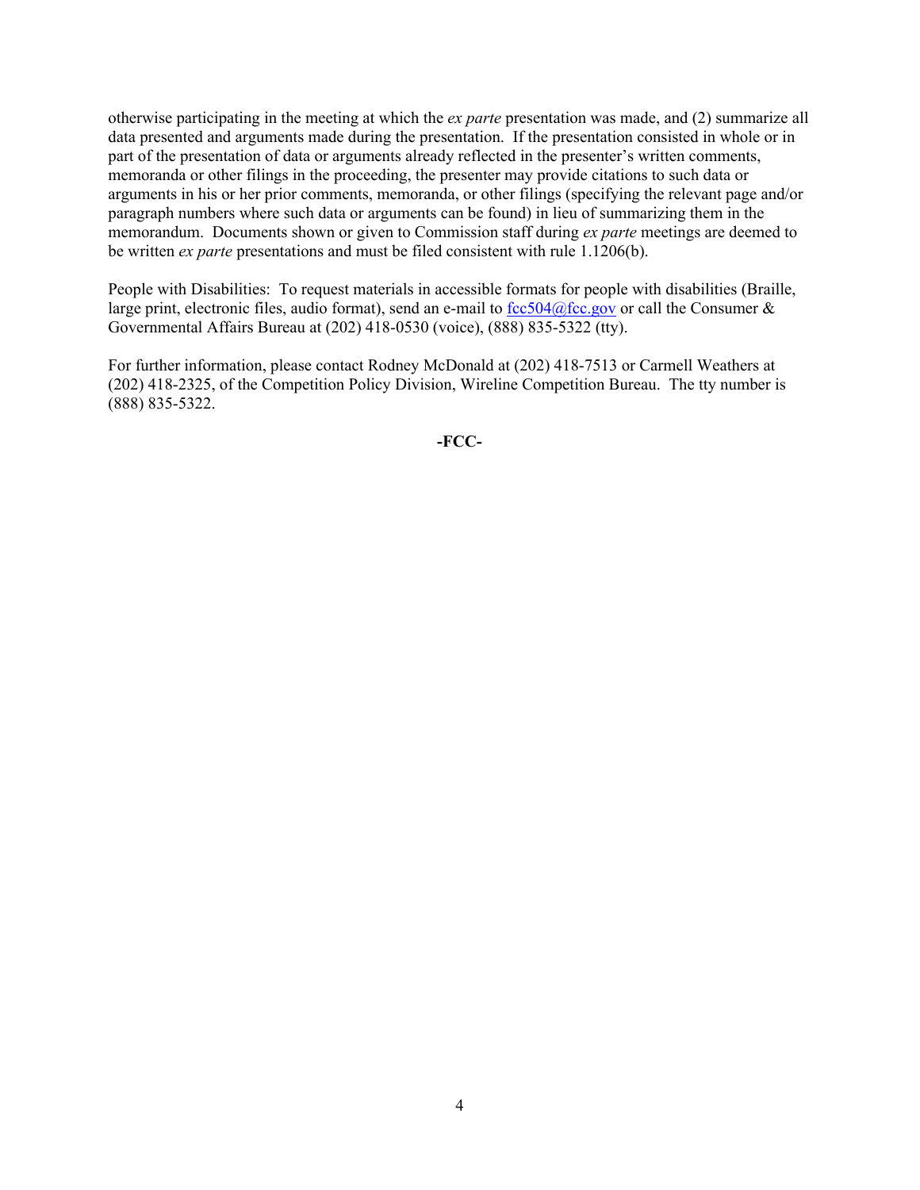otherwise participating in the meeting at which the *ex parte* presentation was made, and (2) summarize all data presented and arguments made during the presentation. If the presentation consisted in whole or in part of the presentation of data or arguments already reflected in the presenter's written comments, memoranda or other filings in the proceeding, the presenter may provide citations to such data or arguments in his or her prior comments, memoranda, or other filings (specifying the relevant page and/or paragraph numbers where such data or arguments can be found) in lieu of summarizing them in the memorandum. Documents shown or given to Commission staff during *ex parte* meetings are deemed to be written *ex parte* presentations and must be filed consistent with rule 1.1206(b).

People with Disabilities: To request materials in accessible formats for people with disabilities (Braille, large print, electronic files, audio format), send an e-mail to fcc504@fcc.gov or call the Consumer & Governmental Affairs Bureau at (202) 418-0530 (voice), (888) 835-5322 (tty).

For further information, please contact Rodney McDonald at (202) 418-7513 or Carmell Weathers at (202) 418-2325, of the Competition Policy Division, Wireline Competition Bureau. The tty number is (888) 835-5322.

**-FCC-**